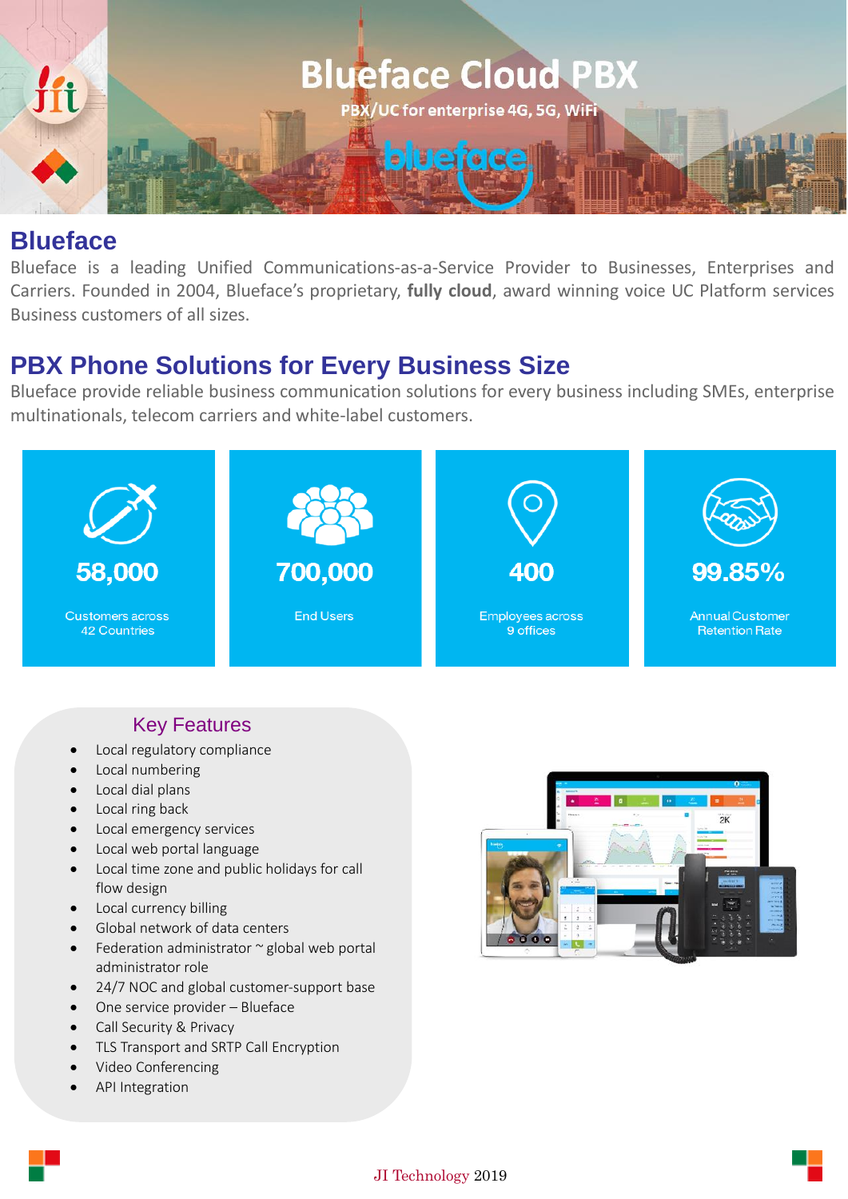# Blueface Cloud PBX

PBX/UC for enterprise 4G, 5G, WiFi

## Blueface

Blueface is a leading Unified Communications-as-a-Service Provider to Businesses, Enterprises and Carriers. Founded in 2004, Blueface's proprietary, **fully cloud**, award winning voice UC Platform services Business customers of all sizes.

## PBX Phone Solutions for Every Business Size

Blueface provide reliable business communication solutions for every business including SMEs, enterprise multinationals, telecom carriers and white-label customers.

**58,000**
Customers across 42 Countries

**700,000**
End Users

**400**
Employees across 9 offices

**99.85%**
Annual Customer Retention Rate

### Key Features

- Local regulatory compliance
- Local numbering
- Local dial plans
- Local ring back
- Local emergency services
- Local web portal language
- Local time zone and public holidays for call flow design
- Local currency billing
- Global network of data centers
- Federation administrator ~ global web portal administrator role
- 24/7 NOC and global customer-support base
- One service provider – Blueface
- Call Security & Privacy
- TLS Transport and SRTP Call Encryption
- Video Conferencing
- API Integration

JI Technology 2019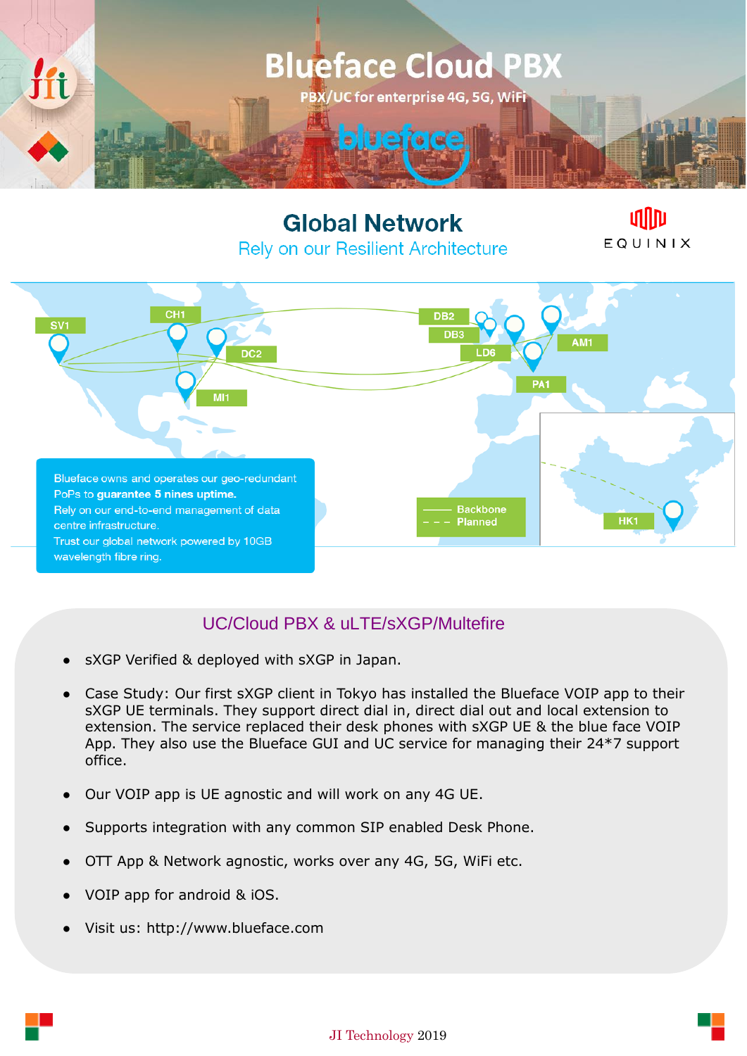# Blueface Cloud PBX

PBX/UC for enterprise 4G, 5G, WiFi

## Global Network

Rely on our Resilient Architecture

EQUINIX

SV1
CH1
DC2
MI1
DB2
DB3
LD6
AM1
PA1
HK1

Backbone
Planned

Blueface owns and operates our geo-redundant PoPs to **guarantee 5 nines uptime.**
Rely on our end-to-end management of data centre infrastructure.
Trust our global network powered by 10GB wavelength fibre ring.

## UC/Cloud PBX & uLTE/sXGP/Multefire

- sXGP Verified & deployed with sXGP in Japan.
- Case Study: Our first sXGP client in Tokyo has installed the Blueface VOIP app to their sXGP UE terminals. They support direct dial in, direct dial out and local extension to extension. The service replaced their desk phones with sXGP UE & the blue face VOIP App. They also use the Blueface GUI and UC service for managing their 24*7 support office.
- Our VOIP app is UE agnostic and will work on any 4G UE.
- Supports integration with any common SIP enabled Desk Phone.
- OTT App & Network agnostic, works over any 4G, 5G, WiFi etc.
- VOIP app for android & iOS.
- Visit us: http://www.blueface.com

JI Technology 2019